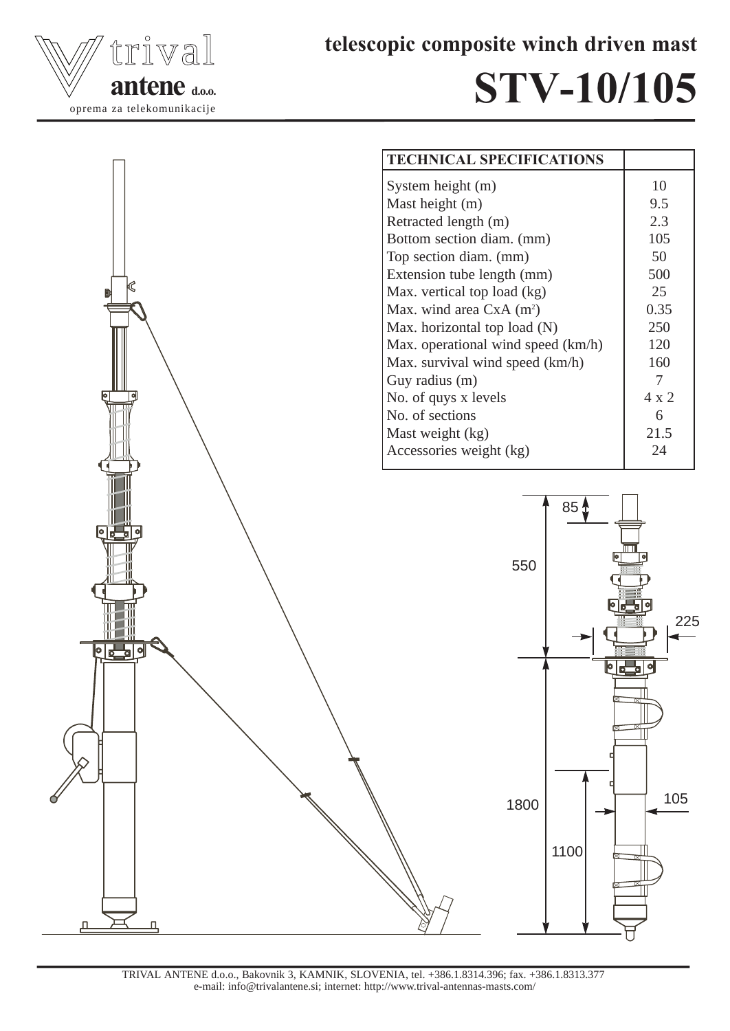trival antene d.o.o.

oprema za telekomunikacije

# telescopic composite winch driven mast

# STV-10/105

| TECHNICAL SPECIFICATIONS | |
|---|---|
| System height (m) | 10 |
| Mast height (m) | 9.5 |
| Retracted length (m) | 2.3 |
| Bottom section diam. (mm) | 105 |
| Top section diam. (mm) | 50 |
| Extension tube length (mm) | 500 |
| Max. vertical top load (kg) | 25 |
| Max. wind area CxA ($m^2$) | 0.35 |
| Max. horizontal top load (N) | 250 |
| Max. operational wind speed (km/h) | 120 |
| Max. survival wind speed (km/h) | 160 |
| Guy radius (m) | 7 |
| No. of quys x levels | 4 x 2 |
| No. of sections | 6 |
| Mast weight (kg) | 21.5 |
| Accessories weight (kg) | 24 |

85

550

225

105

1800

1100

TRIVAL ANTENE d.o.o., Bakovnik 3, KAMNIK, SLOVENIA, tel. +386.1.8314.396; fax. +386.1.8313.377
e-mail: info@trivalantene.si; internet: http://www.trival-antennas-masts.com/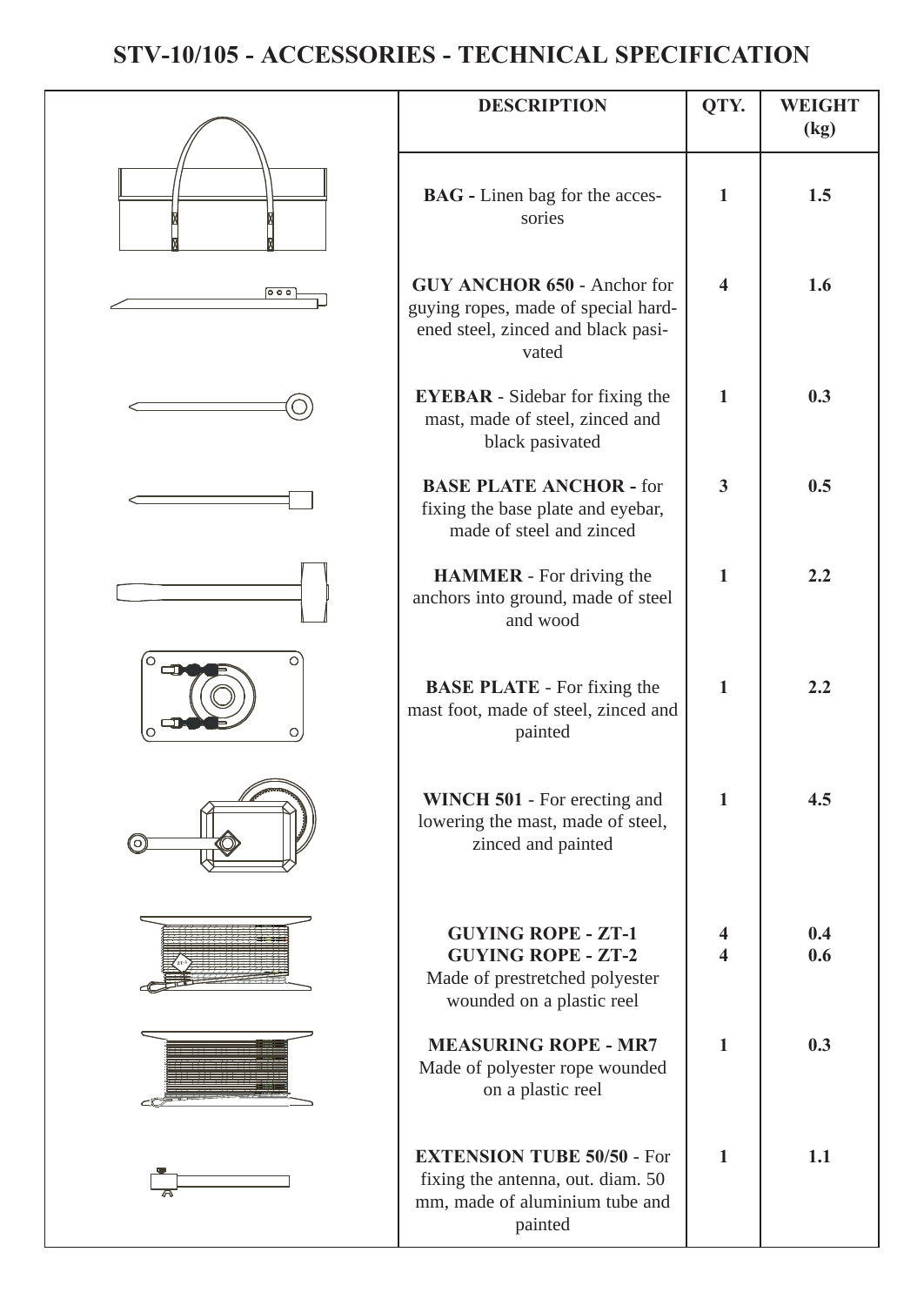# STV-10/105 - ACCESSORIES - TECHNICAL SPECIFICATION

| | DESCRIPTION | QTY. | WEIGHT (kg) |
|---|---|---|---|
| | **BAG -** Linen bag for the accessories | **1** | **1.5** |
| | **GUY ANCHOR 650** - Anchor for guying ropes, made of special hardened steel, zinced and black pasivated | **4** | **1.6** |
| | **EYEBAR** - Sidebar for fixing the mast, made of steel, zinced and black pasivated | **1** | **0.3** |
| | **BASE PLATE ANCHOR -** for fixing the base plate and eyebar, made of steel and zinced | **3** | **0.5** |
| | **HAMMER** - For driving the anchors into ground, made of steel and wood | **1** | **2.2** |
| | **BASE PLATE** - For fixing the mast foot, made of steel, zinced and painted | **1** | **2.2** |
| | **WINCH 501** - For erecting and lowering the mast, made of steel, zinced and painted | **1** | **4.5** |
| | **GUYING ROPE - ZT-1**<br>**GUYING ROPE - ZT-2**<br>Made of prestretched polyester wounded on a plastic reel | **4**<br>**4** | **0.4**<br>**0.6** |
| | **MEASURING ROPE - MR7**<br>Made of polyester rope wounded on a plastic reel | **1** | **0.3** |
| | **EXTENSION TUBE 50/50** - For fixing the antenna, out. diam. 50 mm, made of aluminium tube and painted | **1** | **1.1** |